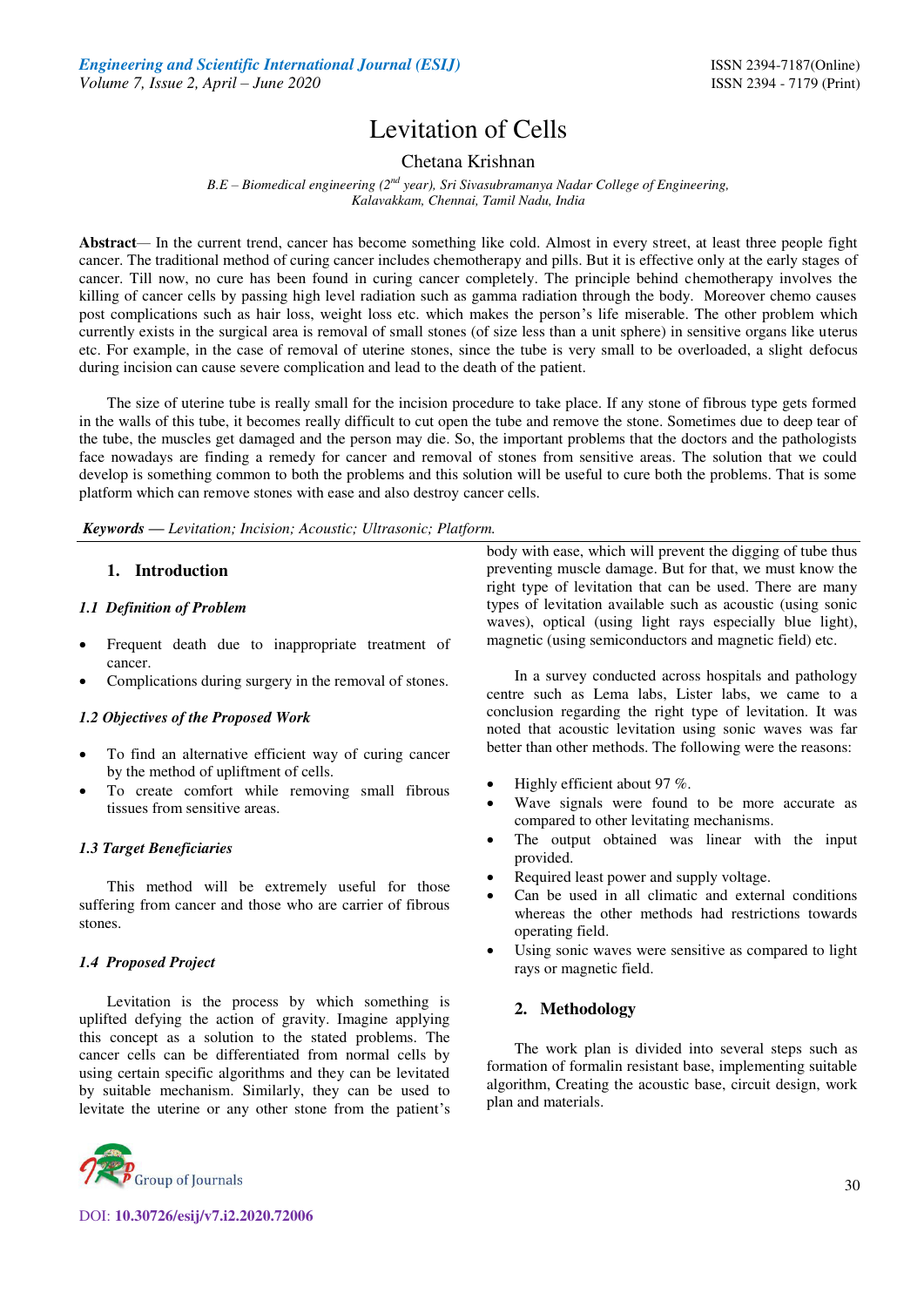# Levitation of Cells

Chetana Krishnan

*B.E – Biomedical engineering (2nd year), Sri Sivasubramanya Nadar College of Engineering, Kalavakkam, Chennai, Tamil Nadu, India*

**Abstract**— In the current trend, cancer has become something like cold. Almost in every street, at least three people fight cancer. The traditional method of curing cancer includes chemotherapy and pills. But it is effective only at the early stages of cancer. Till now, no cure has been found in curing cancer completely. The principle behind chemotherapy involves the killing of cancer cells by passing high level radiation such as gamma radiation through the body. Moreover chemo causes post complications such as hair loss, weight loss etc. which makes the person's life miserable. The other problem which currently exists in the surgical area is removal of small stones (of size less than a unit sphere) in sensitive organs like uterus etc. For example, in the case of removal of uterine stones, since the tube is very small to be overloaded, a slight defocus during incision can cause severe complication and lead to the death of the patient.

The size of uterine tube is really small for the incision procedure to take place. If any stone of fibrous type gets formed in the walls of this tube, it becomes really difficult to cut open the tube and remove the stone. Sometimes due to deep tear of the tube, the muscles get damaged and the person may die. So, the important problems that the doctors and the pathologists face nowadays are finding a remedy for cancer and removal of stones from sensitive areas. The solution that we could develop is something common to both the problems and this solution will be useful to cure both the problems. That is some platform which can remove stones with ease and also destroy cancer cells.

***Keywords* — *Levitation; Incision; Acoustic; Ultrasonic; Platform.***

## 1. Introduction

### *1.1 Definition of Problem*

- Frequent death due to inappropriate treatment of cancer.
- Complications during surgery in the removal of stones.

### *1.2 Objectives of the Proposed Work*

- To find an alternative efficient way of curing cancer by the method of upliftment of cells.
- To create comfort while removing small fibrous tissues from sensitive areas.

### *1.3 Target Beneficiaries*

This method will be extremely useful for those suffering from cancer and those who are carrier of fibrous stones.

### *1.4 Proposed Project*

Levitation is the process by which something is uplifted defying the action of gravity. Imagine applying this concept as a solution to the stated problems. The cancer cells can be differentiated from normal cells by using certain specific algorithms and they can be levitated by suitable mechanism. Similarly, they can be used to levitate the uterine or any other stone from the patient's body with ease, which will prevent the digging of tube thus preventing muscle damage. But for that, we must know the right type of levitation that can be used. There are many types of levitation available such as acoustic (using sonic waves), optical (using light rays especially blue light), magnetic (using semiconductors and magnetic field) etc.

In a survey conducted across hospitals and pathology centre such as Lema labs, Lister labs, we came to a conclusion regarding the right type of levitation. It was noted that acoustic levitation using sonic waves was far better than other methods. The following were the reasons:

- Highly efficient about 97 %.
- Wave signals were found to be more accurate as compared to other levitating mechanisms.
- The output obtained was linear with the input provided.
- Required least power and supply voltage.
- Can be used in all climatic and external conditions whereas the other methods had restrictions towards operating field.
- Using sonic waves were sensitive as compared to light rays or magnetic field.

## 2. Methodology

The work plan is divided into several steps such as formation of formalin resistant base, implementing suitable algorithm, Creating the acoustic base, circuit design, work plan and materials.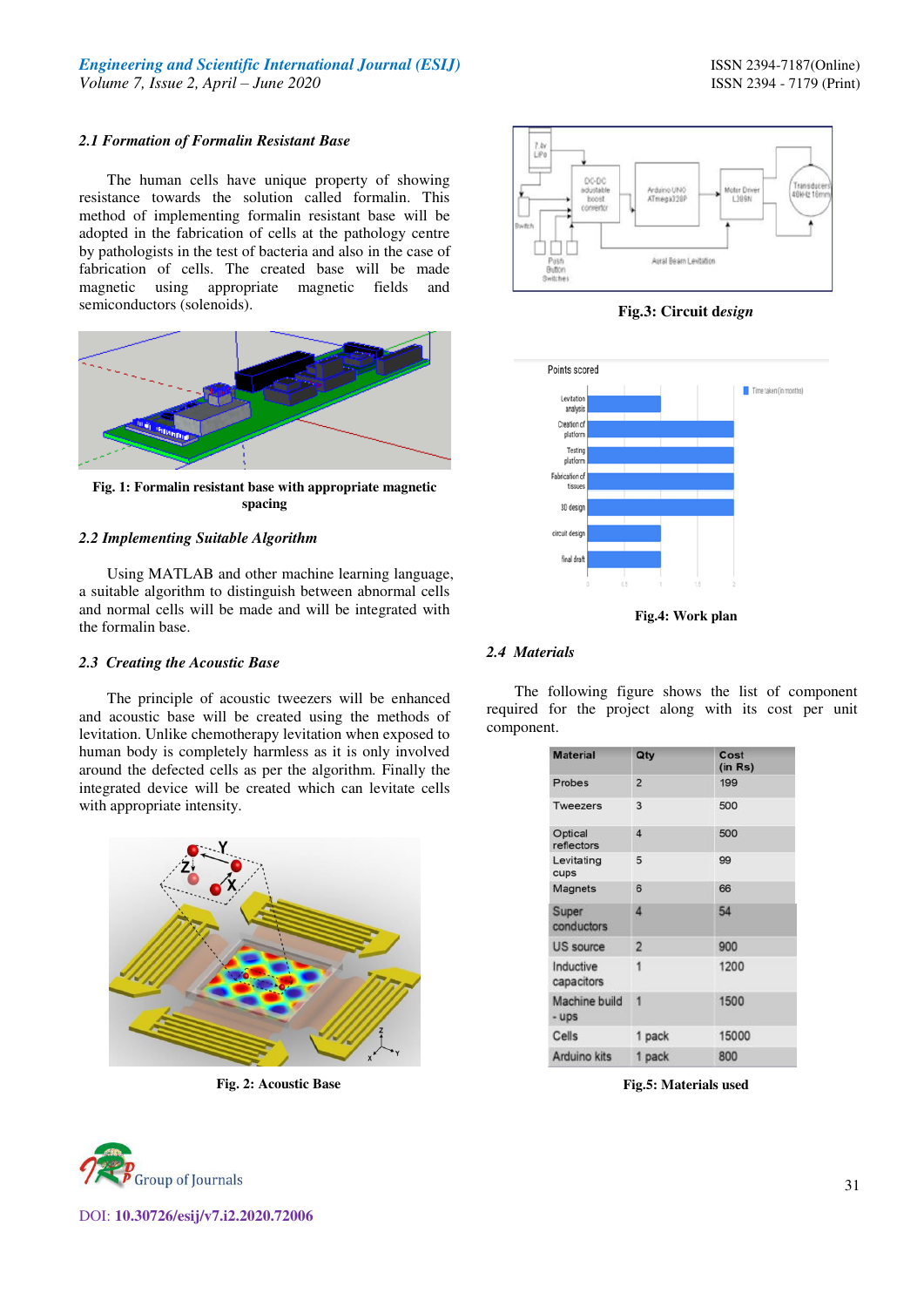### 2.1 Formation of Formalin Resistant Base

The human cells have unique property of showing resistance towards the solution called formalin. This method of implementing formalin resistant base will be adopted in the fabrication of cells at the pathology centre by pathologists in the test of bacteria and also in the case of fabrication of cells. The created base will be made magnetic using appropriate magnetic fields and semiconductors (solenoids).

**Fig. 1: Formalin resistant base with appropriate magnetic spacing**

### 2.2 Implementing Suitable Algorithm

Using MATLAB and other machine learning language, a suitable algorithm to distinguish between abnormal cells and normal cells will be made and will be integrated with the formalin base.

### 2.3 Creating the Acoustic Base

The principle of acoustic tweezers will be enhanced and acoustic base will be created using the methods of levitation. Unlike chemotherapy levitation when exposed to human body is completely harmless as it is only involved around the defected cells as per the algorithm. Finally the integrated device will be created which can levitate cells with appropriate intensity.

**Fig. 2: Acoustic Base**

**Fig.3: Circuit design**

**Fig.4: Work plan**

### 2.4 Materials

The following figure shows the list of component required for the project along with its cost per unit component.

| Material | Qty | Cost (in Rs) |
|---|---|---|
| Probes | 2 | 199 |
| Tweezers | 3 | 500 |
| Optical reflectors | 4 | 500 |
| Levitating cups | 5 | 99 |
| Magnets | 6 | 66 |
| Super conductors | 4 | 54 |
| US source | 2 | 900 |
| Inductive capacitors | 1 | 1200 |
| Machine build - ups | 1 | 1500 |
| Cells | 1 pack | 15000 |
| Arduino kits | 1 pack | 800 |

**Fig.5: Materials used**

DOI: **10.30726/esij/v7.i2.2020.72006**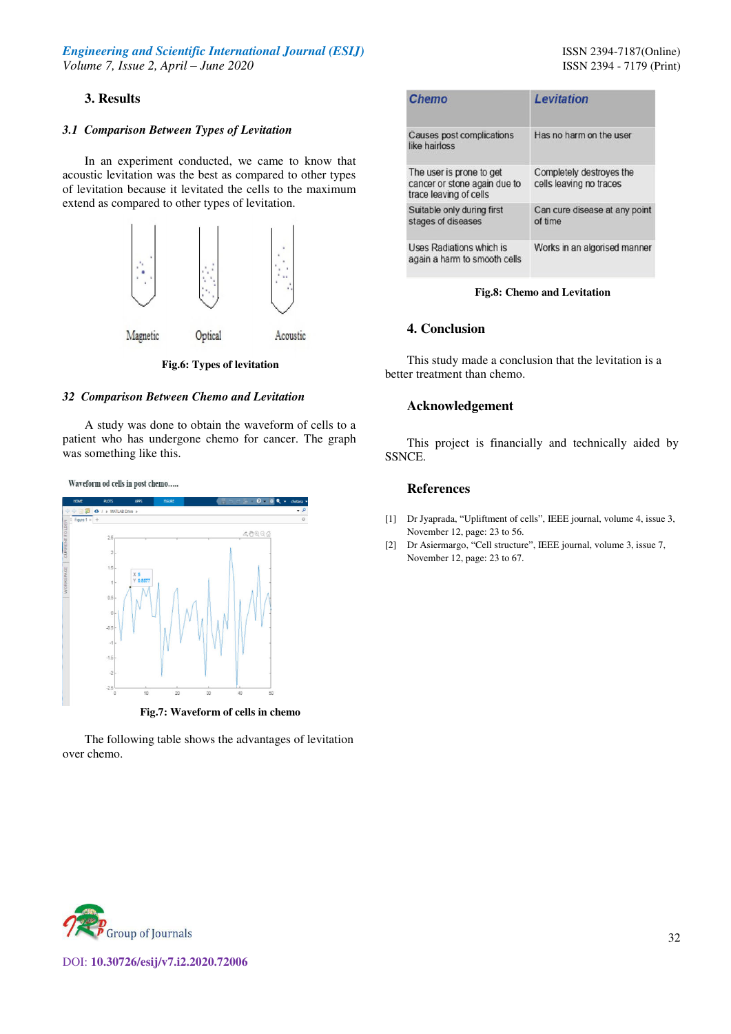## 3. Results

### 3.1 Comparison Between Types of Levitation

In an experiment conducted, we came to know that acoustic levitation was the best as compared to other types of levitation because it levitated the cells to the maximum extend as compared to other types of levitation.

Magnetic

Optical

Acoustic

**Fig.6: Types of levitation**

### 32 Comparison Between Chemo and Levitation

A study was done to obtain the waveform of cells to a patient who has undergone chemo for cancer. The graph was something like this.

Waveform od cells in post chemo.....

**Fig.7: Waveform of cells in chemo**

The following table shows the advantages of levitation over chemo.

| Chemo | Levitation |
|---|---|
| Causes post complications like hairloss | Has no harm on the user |
| The user is prone to get cancer or stone again due to trace leaving of cells | Completely destroyes the cells leaving no traces |
| Suitable only during first stages of diseases | Can cure disease at any point of time |
| Uses Radiations which is again a harm to smooth cells | Works in an algorised manner |

**Fig.8: Chemo and Levitation**

## 4. Conclusion

This study made a conclusion that the levitation is a better treatment than chemo.

## Acknowledgement

This project is financially and technically aided by SSNCE.

## References

[1] Dr Jyaprada, "Upliftment of cells", IEEE journal, volume 4, issue 3, November 12, page: 23 to 56.

[2] Dr Asiermargo, "Cell structure", IEEE journal, volume 3, issue 7, November 12, page: 23 to 67.